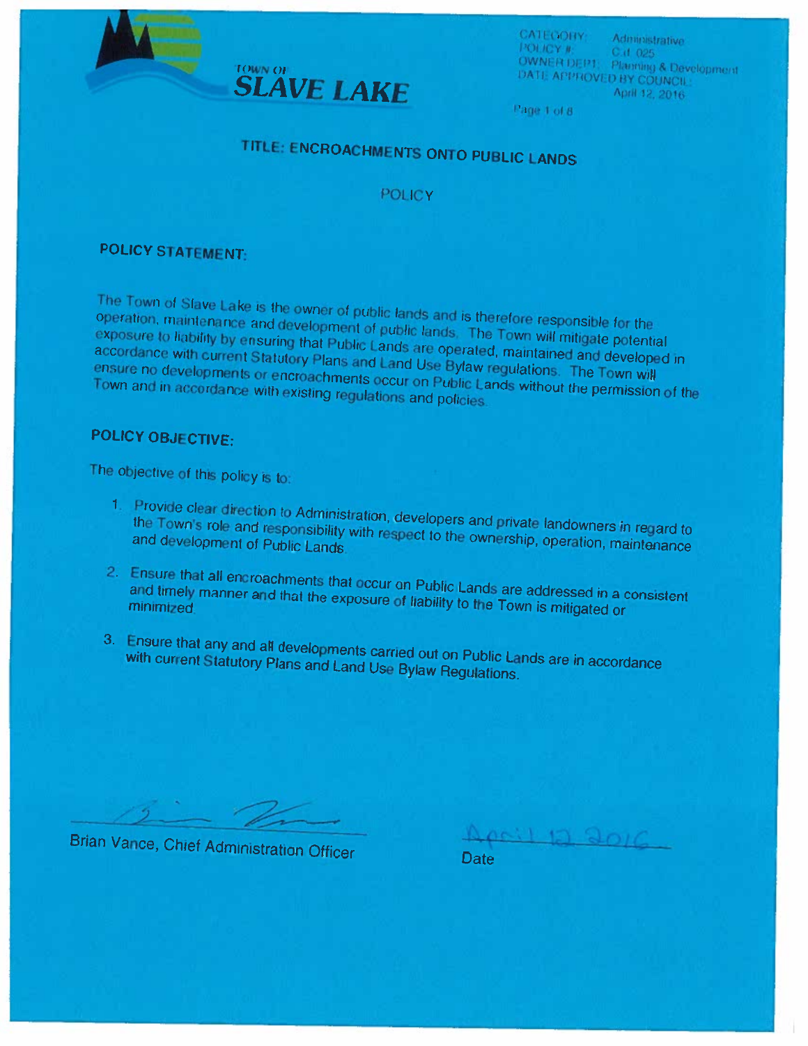TOWN OF **SLAVE LAKE**

CATEGORY: Administrative
POLICY #: C.d. 025
OWNER DEPT: Planning & Development
DATE APPROVED BY COUNCIL: April 12, 2016

# TITLE: ENCROACHMENTS ONTO PUBLIC LANDS

POLICY

## POLICY STATEMENT:

The Town of Slave Lake is the owner of public lands and is therefore responsible for the operation, maintenance and development of public lands. The Town will mitigate potential exposure to liability by ensuring that Public Lands are operated, maintained and developed in accordance with current Statutory Plans and Land Use Bylaw regulations. The Town will ensure no developments or encroachments occur on Public Lands without the permission of the Town and in accordance with existing regulations and policies.

## POLICY OBJECTIVE:

The objective of this policy is to:

1. Provide clear direction to Administration, developers and private landowners in regard to the Town's role and responsibility with respect to the ownership, operation, maintenance and development of Public Lands.
2. Ensure that all encroachments that occur on Public Lands are addressed in a consistent and timely manner and that the exposure of liability to the Town is mitigated or minimized.
3. Ensure that any and all developments carried out on Public Lands are in accordance with current Statutory Plans and Land Use Bylaw Regulations.

Brian Vance, Chief Administration Officer

April 12 2016
Date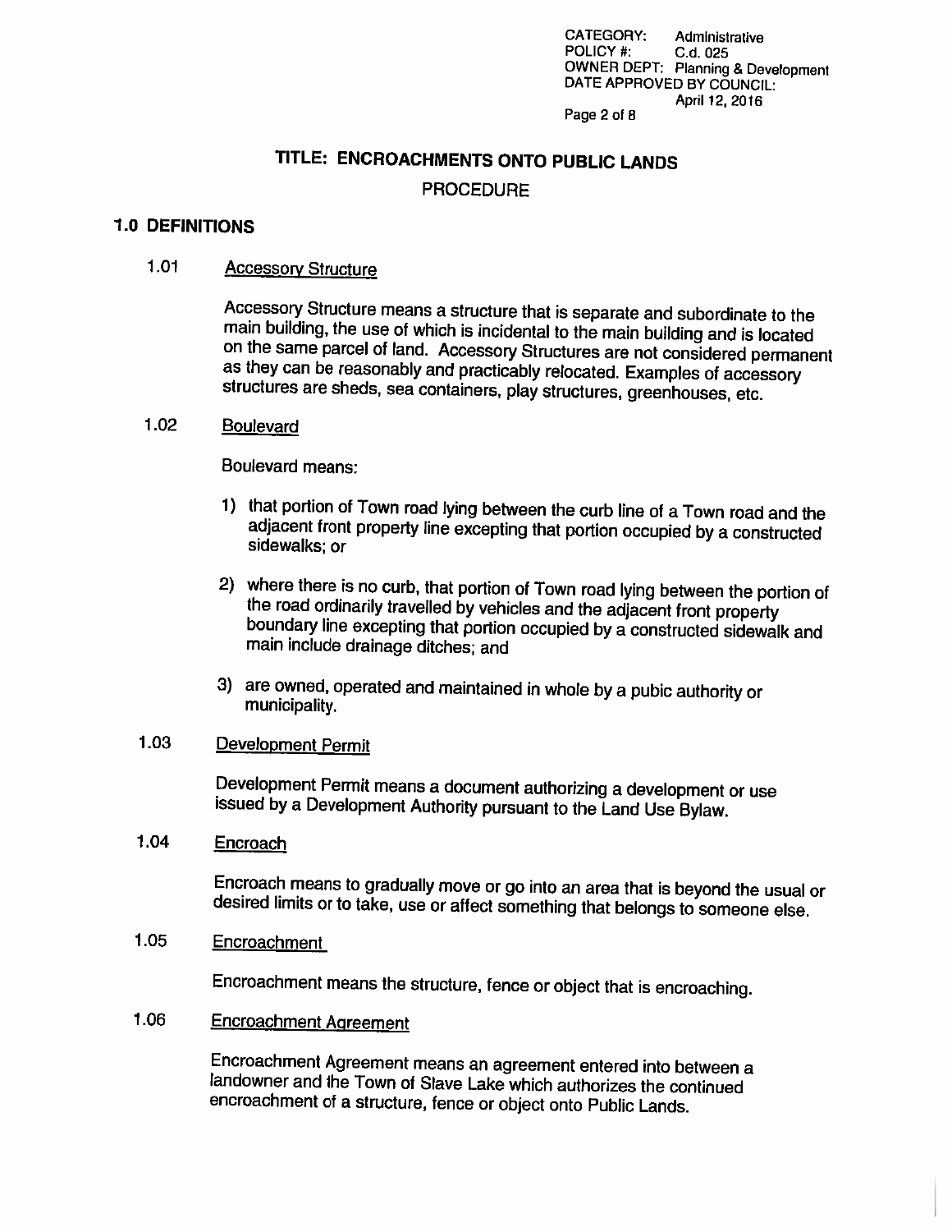CATEGORY: Administrative
POLICY #: C.d. 025
OWNER DEPT: Planning & Development
DATE APPROVED BY COUNCIL: April 12, 2016

# TITLE: ENCROACHMENTS ONTO PUBLIC LANDS

## PROCEDURE

## 1.0 DEFINITIONS

### 1.01 Accessory Structure

Accessory Structure means a structure that is separate and subordinate to the main building, the use of which is incidental to the main building and is located on the same parcel of land. Accessory Structures are not considered permanent as they can be reasonably and practicably relocated. Examples of accessory structures are sheds, sea containers, play structures, greenhouses, etc.

### 1.02 Boulevard

Boulevard means:

1) that portion of Town road lying between the curb line of a Town road and the adjacent front property line excepting that portion occupied by a constructed sidewalks; or

2) where there is no curb, that portion of Town road lying between the portion of the road ordinarily travelled by vehicles and the adjacent front property boundary line excepting that portion occupied by a constructed sidewalk and main include drainage ditches; and

3) are owned, operated and maintained in whole by a pubic authority or municipality.

### 1.03 Development Permit

Development Permit means a document authorizing a development or use issued by a Development Authority pursuant to the Land Use Bylaw.

### 1.04 Encroach

Encroach means to gradually move or go into an area that is beyond the usual or desired limits or to take, use or affect something that belongs to someone else.

### 1.05 Encroachment

Encroachment means the structure, fence or object that is encroaching.

### 1.06 Encroachment Agreement

Encroachment Agreement means an agreement entered into between a landowner and the Town of Slave Lake which authorizes the continued encroachment of a structure, fence or object onto Public Lands.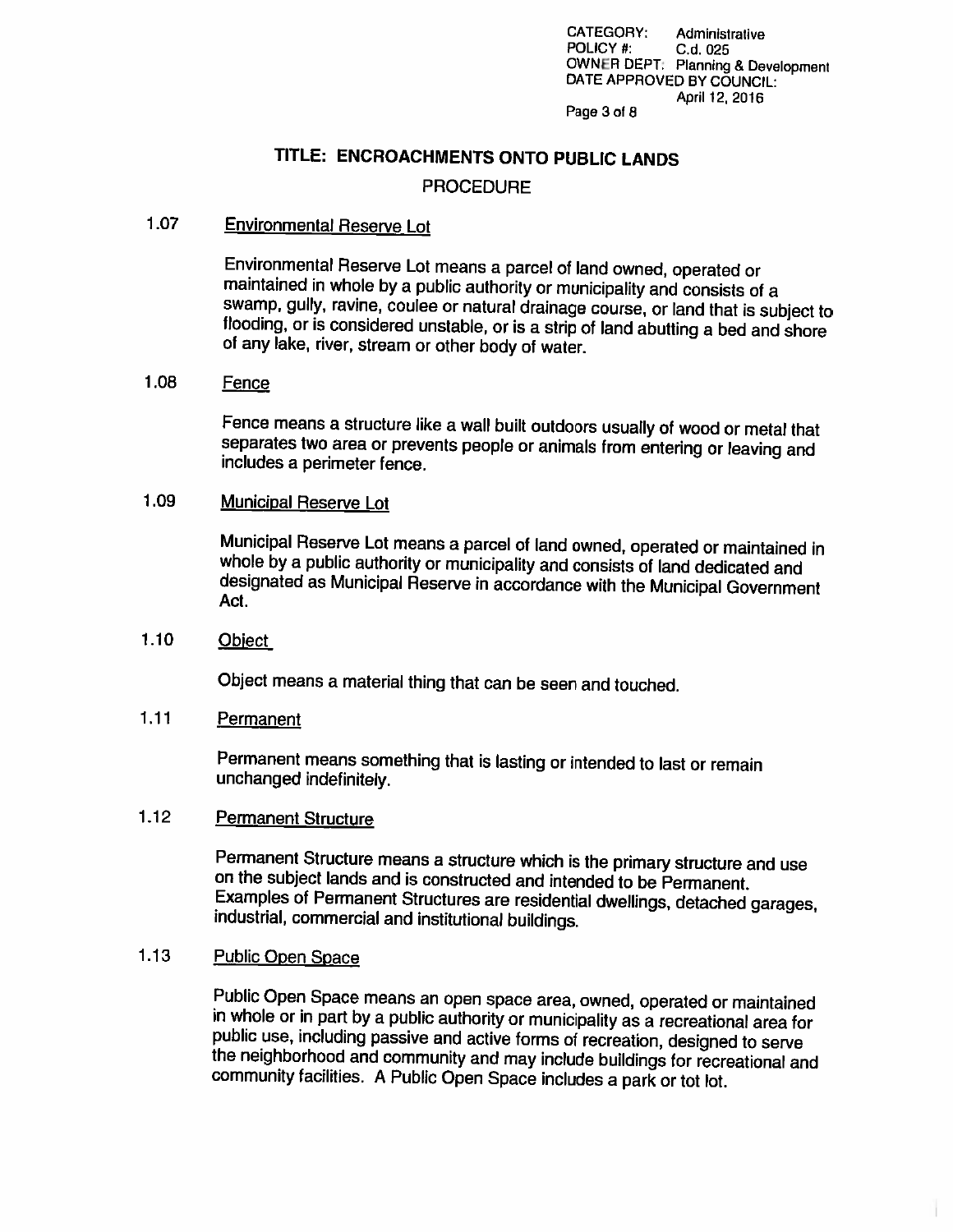# TITLE: ENCROACHMENTS ONTO PUBLIC LANDS

## PROCEDURE

### 1.07 Environmental Reserve Lot

Environmental Reserve Lot means a parcel of land owned, operated or maintained in whole by a public authority or municipality and consists of a swamp, gully, ravine, coulee or natural drainage course, or land that is subject to flooding, or is considered unstable, or is a strip of land abutting a bed and shore of any lake, river, stream or other body of water.

### 1.08 Fence

Fence means a structure like a wall built outdoors usually of wood or metal that separates two area or prevents people or animals from entering or leaving and includes a perimeter fence.

### 1.09 Municipal Reserve Lot

Municipal Reserve Lot means a parcel of land owned, operated or maintained in whole by a public authority or municipality and consists of land dedicated and designated as Municipal Reserve in accordance with the Municipal Government Act.

### 1.10 Object

Object means a material thing that can be seen and touched.

### 1.11 Permanent

Permanent means something that is lasting or intended to last or remain unchanged indefinitely.

### 1.12 Permanent Structure

Permanent Structure means a structure which is the primary structure and use on the subject lands and is constructed and intended to be Permanent. Examples of Permanent Structures are residential dwellings, detached garages, industrial, commercial and institutional buildings.

### 1.13 Public Open Space

Public Open Space means an open space area, owned, operated or maintained in whole or in part by a public authority or municipality as a recreational area for public use, including passive and active forms of recreation, designed to serve the neighborhood and community and may include buildings for recreational and community facilities. A Public Open Space includes a park or tot lot.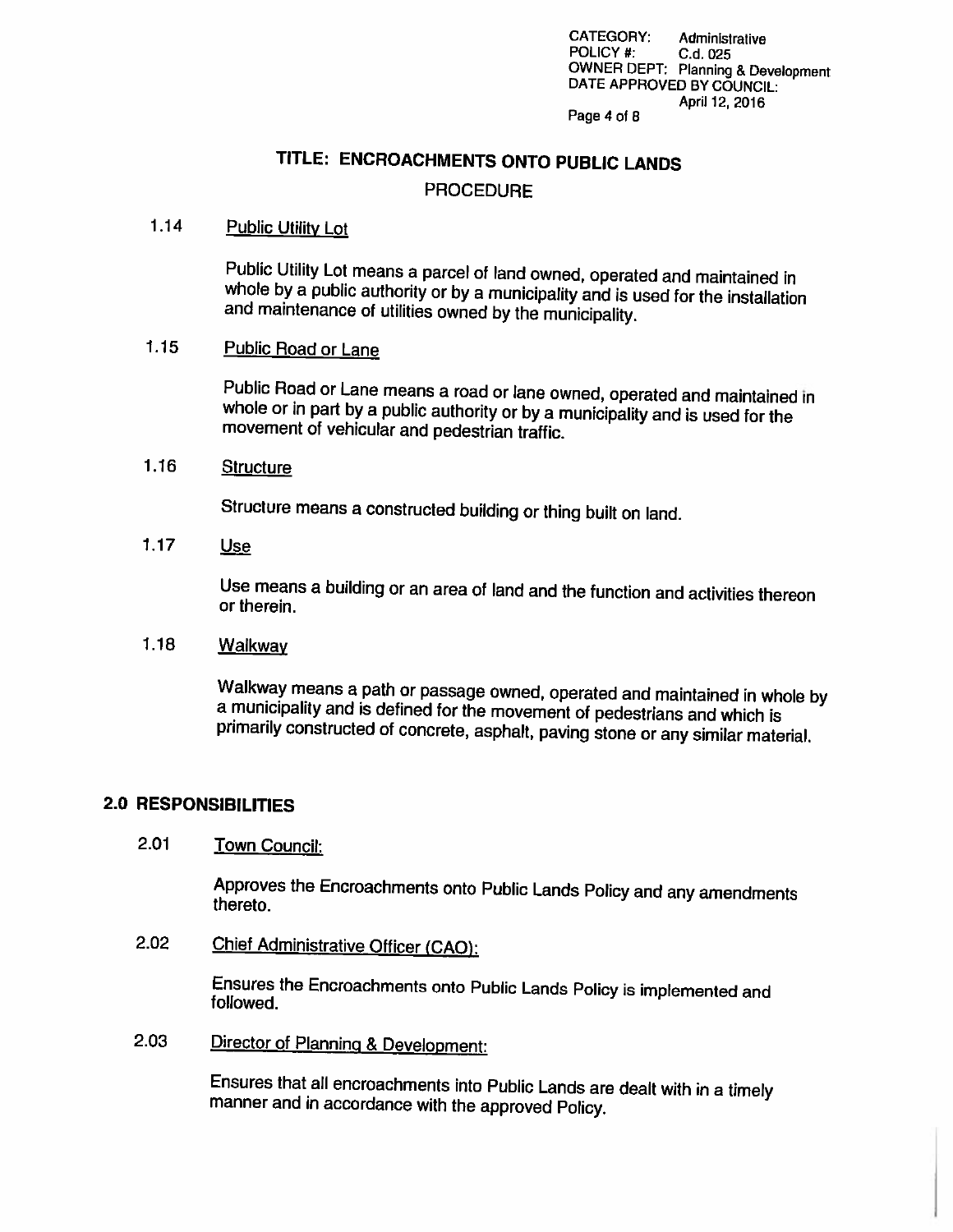# TITLE: ENCROACHMENTS ONTO PUBLIC LANDS

## PROCEDURE

1.14 Public Utility Lot

Public Utility Lot means a parcel of land owned, operated and maintained in whole by a public authority or by a municipality and is used for the installation and maintenance of utilities owned by the municipality.

1.15 Public Road or Lane

Public Road or Lane means a road or lane owned, operated and maintained in whole or in part by a public authority or by a municipality and is used for the movement of vehicular and pedestrian traffic.

1.16 Structure

Structure means a constructed building or thing built on land.

1.17 Use

Use means a building or an area of land and the function and activities thereon or therein.

1.18 Walkway

Walkway means a path or passage owned, operated and maintained in whole by a municipality and is defined for the movement of pedestrians and which is primarily constructed of concrete, asphalt, paving stone or any similar material.

## 2.0 RESPONSIBILITIES

2.01 Town Council:

Approves the Encroachments onto Public Lands Policy and any amendments thereto.

2.02 Chief Administrative Officer (CAO):

Ensures the Encroachments onto Public Lands Policy is implemented and followed.

2.03 Director of Planning & Development:

Ensures that all encroachments into Public Lands are dealt with in a timely manner and in accordance with the approved Policy.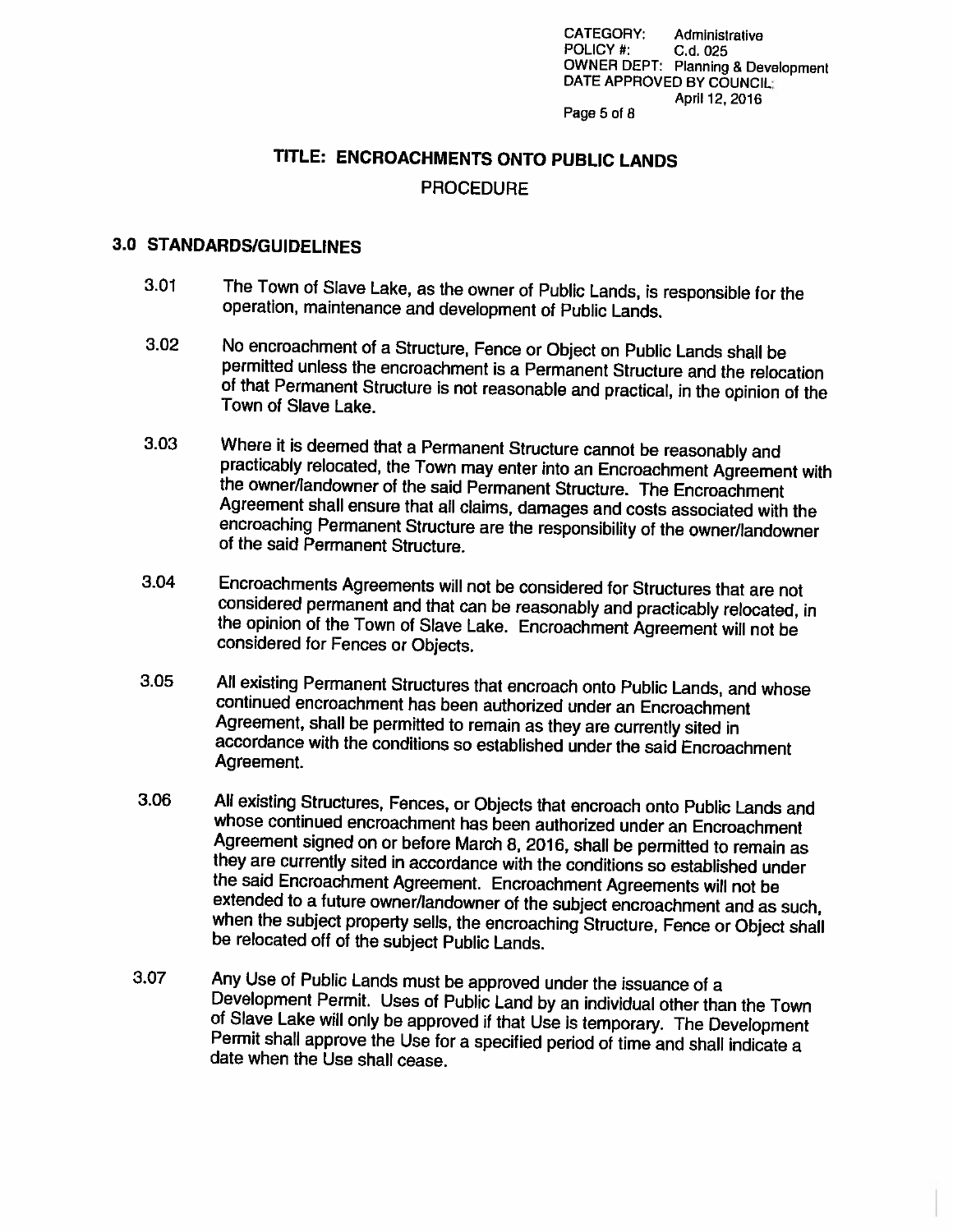# TITLE: ENCROACHMENTS ONTO PUBLIC LANDS

PROCEDURE

## 3.0 STANDARDS/GUIDELINES

3.01 The Town of Slave Lake, as the owner of Public Lands, is responsible for the operation, maintenance and development of Public Lands.

3.02 No encroachment of a Structure, Fence or Object on Public Lands shall be permitted unless the encroachment is a Permanent Structure and the relocation of that Permanent Structure is not reasonable and practical, in the opinion of the Town of Slave Lake.

3.03 Where it is deemed that a Permanent Structure cannot be reasonably and practicably relocated, the Town may enter into an Encroachment Agreement with the owner/landowner of the said Permanent Structure. The Encroachment Agreement shall ensure that all claims, damages and costs associated with the encroaching Permanent Structure are the responsibility of the owner/landowner of the said Permanent Structure.

3.04 Encroachments Agreements will not be considered for Structures that are not considered permanent and that can be reasonably and practicably relocated, in the opinion of the Town of Slave Lake. Encroachment Agreement will not be considered for Fences or Objects.

3.05 All existing Permanent Structures that encroach onto Public Lands, and whose continued encroachment has been authorized under an Encroachment Agreement, shall be permitted to remain as they are currently sited in accordance with the conditions so established under the said Encroachment Agreement.

3.06 All existing Structures, Fences, or Objects that encroach onto Public Lands and whose continued encroachment has been authorized under an Encroachment Agreement signed on or before March 8, 2016, shall be permitted to remain as they are currently sited in accordance with the conditions so established under the said Encroachment Agreement. Encroachment Agreements will not be extended to a future owner/landowner of the subject encroachment and as such, when the subject property sells, the encroaching Structure, Fence or Object shall be relocated off of the subject Public Lands.

3.07 Any Use of Public Lands must be approved under the issuance of a Development Permit. Uses of Public Land by an individual other than the Town of Slave Lake will only be approved if that Use is temporary. The Development Permit shall approve the Use for a specified period of time and shall indicate a date when the Use shall cease.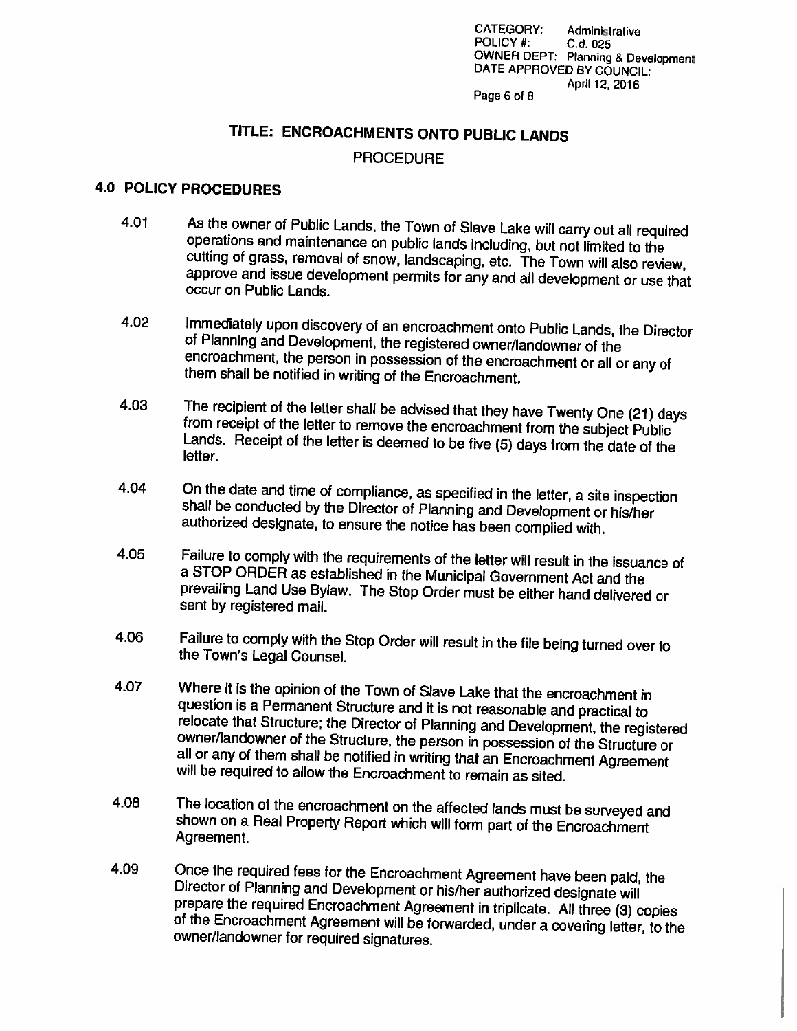# TITLE: ENCROACHMENTS ONTO PUBLIC LANDS

PROCEDURE

## 4.0 POLICY PROCEDURES

4.01 As the owner of Public Lands, the Town of Slave Lake will carry out all required operations and maintenance on public lands including, but not limited to the cutting of grass, removal of snow, landscaping, etc. The Town will also review, approve and issue development permits for any and all development or use that occur on Public Lands.

4.02 Immediately upon discovery of an encroachment onto Public Lands, the Director of Planning and Development, the registered owner/landowner of the encroachment, the person in possession of the encroachment or all or any of them shall be notified in writing of the Encroachment.

4.03 The recipient of the letter shall be advised that they have Twenty One (21) days from receipt of the letter to remove the encroachment from the subject Public Lands. Receipt of the letter is deemed to be five (5) days from the date of the letter.

4.04 On the date and time of compliance, as specified in the letter, a site inspection shall be conducted by the Director of Planning and Development or his/her authorized designate, to ensure the notice has been complied with.

4.05 Failure to comply with the requirements of the letter will result in the issuance of a STOP ORDER as established in the Municipal Government Act and the prevailing Land Use Bylaw. The Stop Order must be either hand delivered or sent by registered mail.

4.06 Failure to comply with the Stop Order will result in the file being turned over to the Town's Legal Counsel.

4.07 Where it is the opinion of the Town of Slave Lake that the encroachment in question is a Permanent Structure and it is not reasonable and practical to relocate that Structure; the Director of Planning and Development, the registered owner/landowner of the Structure, the person in possession of the Structure or all or any of them shall be notified in writing that an Encroachment Agreement will be required to allow the Encroachment to remain as sited.

4.08 The location of the encroachment on the affected lands must be surveyed and shown on a Real Property Report which will form part of the Encroachment Agreement.

4.09 Once the required fees for the Encroachment Agreement have been paid, the Director of Planning and Development or his/her authorized designate will prepare the required Encroachment Agreement in triplicate. All three (3) copies of the Encroachment Agreement will be forwarded, under a covering letter, to the owner/landowner for required signatures.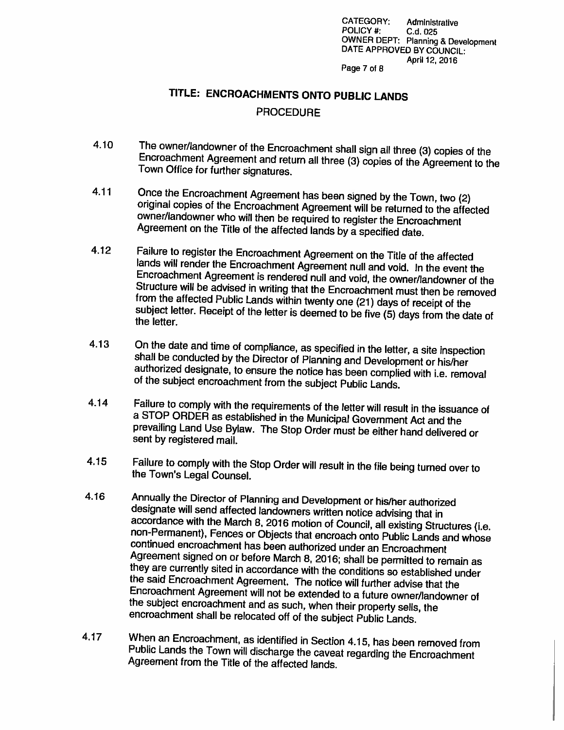# TITLE: ENCROACHMENTS ONTO PUBLIC LANDS

## PROCEDURE

4.10 The owner/landowner of the Encroachment shall sign all three (3) copies of the Encroachment Agreement and return all three (3) copies of the Agreement to the Town Office for further signatures.

4.11 Once the Encroachment Agreement has been signed by the Town, two (2) original copies of the Encroachment Agreement will be returned to the affected owner/landowner who will then be required to register the Encroachment Agreement on the Title of the affected lands by a specified date.

4.12 Failure to register the Encroachment Agreement on the Title of the affected lands will render the Encroachment Agreement null and void. In the event the Encroachment Agreement is rendered null and void, the owner/landowner of the Structure will be advised in writing that the Encroachment must then be removed from the affected Public Lands within twenty one (21) days of receipt of the subject letter. Receipt of the letter is deemed to be five (5) days from the date of the letter.

4.13 On the date and time of compliance, as specified in the letter, a site inspection shall be conducted by the Director of Planning and Development or his/her authorized designate, to ensure the notice has been complied with i.e. removal of the subject encroachment from the subject Public Lands.

4.14 Failure to comply with the requirements of the letter will result in the issuance of a STOP ORDER as established in the Municipal Government Act and the prevailing Land Use Bylaw. The Stop Order must be either hand delivered or sent by registered mail.

4.15 Failure to comply with the Stop Order will result in the file being turned over to the Town's Legal Counsel.

4.16 Annually the Director of Planning and Development or his/her authorized designate will send affected landowners written notice advising that in accordance with the March 8, 2016 motion of Council, all existing Structures (i.e. non-Permanent), Fences or Objects that encroach onto Public Lands and whose continued encroachment has been authorized under an Encroachment Agreement signed on or before March 8, 2016; shall be permitted to remain as they are currently sited in accordance with the conditions so established under the said Encroachment Agreement. The notice will further advise that the Encroachment Agreement will not be extended to a future owner/landowner of the subject encroachment and as such, when their property sells, the encroachment shall be relocated off of the subject Public Lands.

4.17 When an Encroachment, as identified in Section 4.15, has been removed from Public Lands the Town will discharge the caveat regarding the Encroachment Agreement from the Title of the affected lands.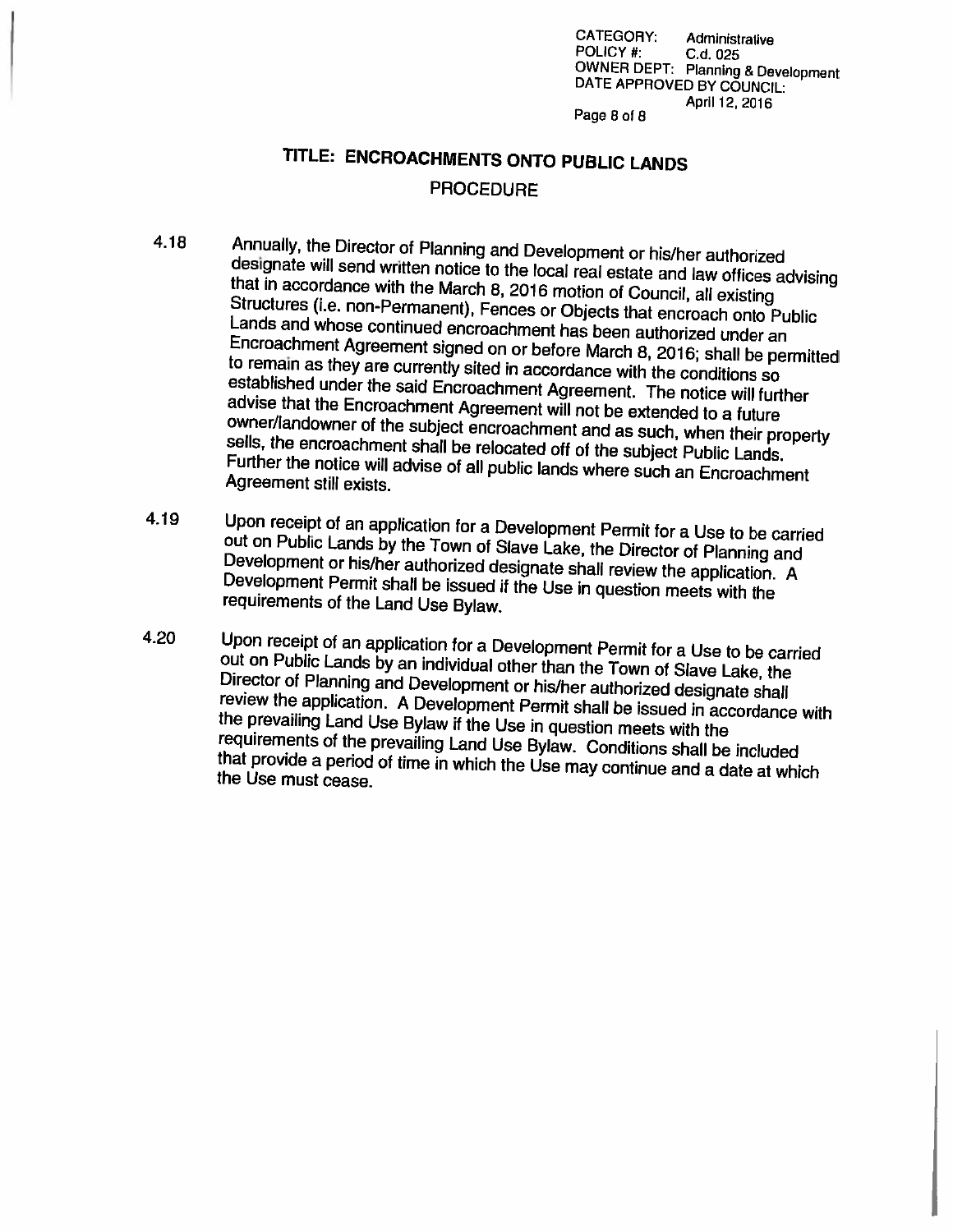# TITLE: ENCROACHMENTS ONTO PUBLIC LANDS

## PROCEDURE

4.18 Annually, the Director of Planning and Development or his/her authorized designate will send written notice to the local real estate and law offices advising that in accordance with the March 8, 2016 motion of Council, all existing Structures (i.e. non-Permanent), Fences or Objects that encroach onto Public Lands and whose continued encroachment has been authorized under an Encroachment Agreement signed on or before March 8, 2016; shall be permitted to remain as they are currently sited in accordance with the conditions so established under the said Encroachment Agreement. The notice will further advise that the Encroachment Agreement will not be extended to a future owner/landowner of the subject encroachment and as such, when their property sells, the encroachment shall be relocated off of the subject Public Lands. Further the notice will advise of all public lands where such an Encroachment Agreement still exists.

4.19 Upon receipt of an application for a Development Permit for a Use to be carried out on Public Lands by the Town of Slave Lake, the Director of Planning and Development or his/her authorized designate shall review the application. A Development Permit shall be issued if the Use in question meets with the requirements of the Land Use Bylaw.

4.20 Upon receipt of an application for a Development Permit for a Use to be carried out on Public Lands by an individual other than the Town of Slave Lake, the Director of Planning and Development or his/her authorized designate shall review the application. A Development Permit shall be issued in accordance with the prevailing Land Use Bylaw if the Use in question meets with the requirements of the prevailing Land Use Bylaw. Conditions shall be included that provide a period of time in which the Use may continue and a date at which the Use must cease.